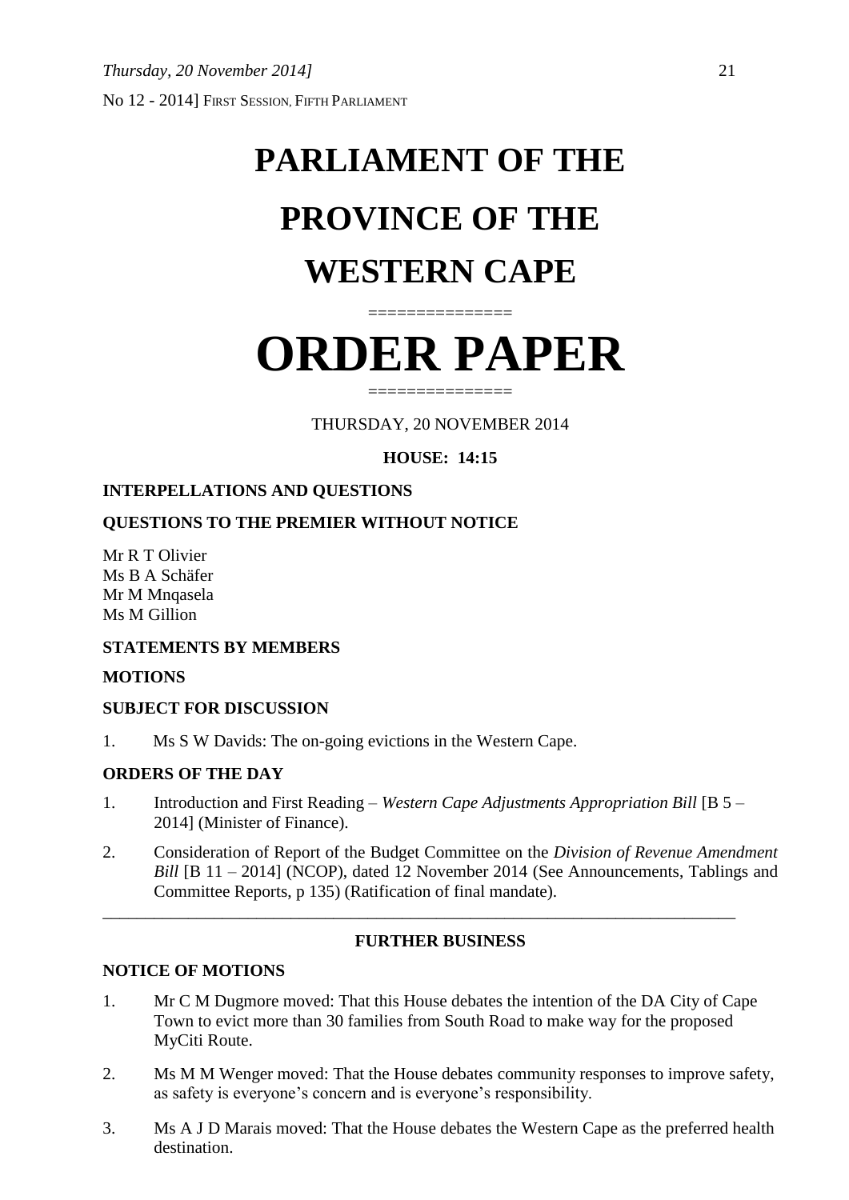No 12 - 2014] FIRST SESSION, FIFTH PARLIAMENT

# PARLIAMENT OF THE PROVINCE OF THE WESTERN CAPE

===============

# ORDER PAPER

===============

THURSDAY, 20 NOVEMBER 2014

**HOUSE: 14:15**

**INTERPELLATIONS AND QUESTIONS**

**QUESTIONS TO THE PREMIER WITHOUT NOTICE**

Mr R T Olivier
Ms B A Schäfer
Mr M Mnqasela
Ms M Gillion

**STATEMENTS BY MEMBERS**

**MOTIONS**

**SUBJECT FOR DISCUSSION**

1. Ms S W Davids: The on-going evictions in the Western Cape.

**ORDERS OF THE DAY**

1. Introduction and First Reading – *Western Cape Adjustments Appropriation Bill* [B 5 – 2014] (Minister of Finance).

2. Consideration of Report of the Budget Committee on the *Division of Revenue Amendment Bill* [B 11 – 2014] (NCOP), dated 12 November 2014 (See Announcements, Tablings and Committee Reports, p 135) (Ratification of final mandate).

---

**FURTHER BUSINESS**

**NOTICE OF MOTIONS**

1. Mr C M Dugmore moved: That this House debates the intention of the DA City of Cape Town to evict more than 30 families from South Road to make way for the proposed MyCiti Route.

2. Ms M M Wenger moved: That the House debates community responses to improve safety, as safety is everyone's concern and is everyone's responsibility.

3. Ms A J D Marais moved: That the House debates the Western Cape as the preferred health destination.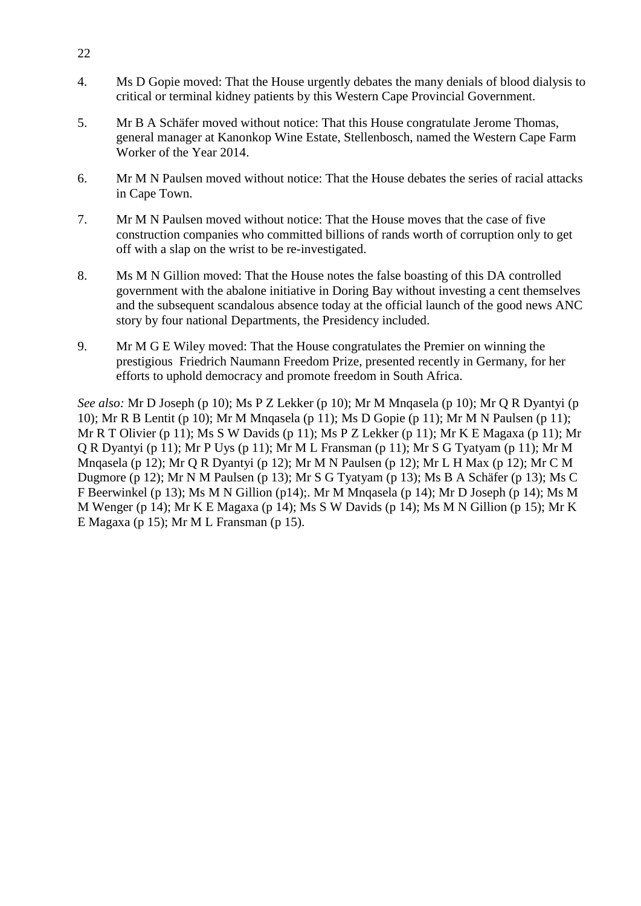4. Ms D Gopie moved: That the House urgently debates the many denials of blood dialysis to critical or terminal kidney patients by this Western Cape Provincial Government.

5. Mr B A Schäfer moved without notice: That this House congratulate Jerome Thomas, general manager at Kanonkop Wine Estate, Stellenbosch, named the Western Cape Farm Worker of the Year 2014.

6. Mr M N Paulsen moved without notice: That the House debates the series of racial attacks in Cape Town.

7. Mr M N Paulsen moved without notice: That the House moves that the case of five construction companies who committed billions of rands worth of corruption only to get off with a slap on the wrist to be re-investigated.

8. Ms M N Gillion moved: That the House notes the false boasting of this DA controlled government with the abalone initiative in Doring Bay without investing a cent themselves and the subsequent scandalous absence today at the official launch of the good news ANC story by four national Departments, the Presidency included.

9. Mr M G E Wiley moved: That the House congratulates the Premier on winning the prestigious Friedrich Naumann Freedom Prize, presented recently in Germany, for her efforts to uphold democracy and promote freedom in South Africa.

*See also:* Mr D Joseph (p 10); Ms P Z Lekker (p 10); Mr M Mnqasela (p 10); Mr Q R Dyantyi (p 10); Mr R B Lentit (p 10); Mr M Mnqasela (p 11); Ms D Gopie (p 11); Mr M N Paulsen (p 11); Mr R T Olivier (p 11); Ms S W Davids (p 11); Ms P Z Lekker (p 11); Mr K E Magaxa (p 11); Mr Q R Dyantyi (p 11); Mr P Uys (p 11); Mr M L Fransman (p 11); Mr S G Tyatyam (p 11); Mr M Mnqasela (p 12); Mr Q R Dyantyi (p 12); Mr M N Paulsen (p 12); Mr L H Max (p 12); Mr C M Dugmore (p 12); Mr N M Paulsen (p 13); Mr S G Tyatyam (p 13); Ms B A Schäfer (p 13); Ms C F Beerwinkel (p 13); Ms M N Gillion (p14);. Mr M Mnqasela (p 14); Mr D Joseph (p 14); Ms M M Wenger (p 14); Mr K E Magaxa (p 14); Ms S W Davids (p 14); Ms M N Gillion (p 15); Mr K E Magaxa (p 15); Mr M L Fransman (p 15).